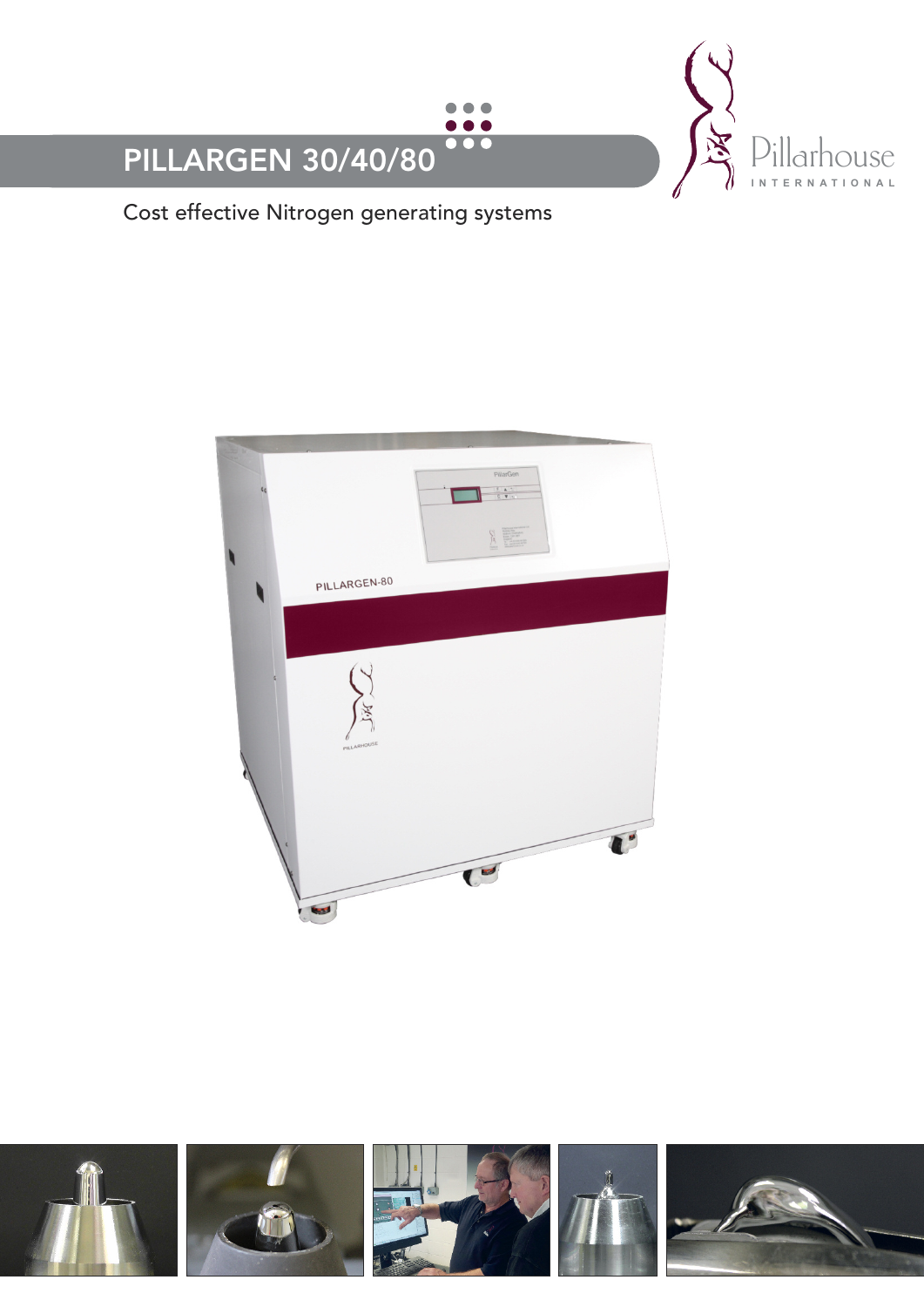# PILLARGEN 30/40/80

Pillarhouse INTERNATIONAL

Cost effective Nitrogen generating systems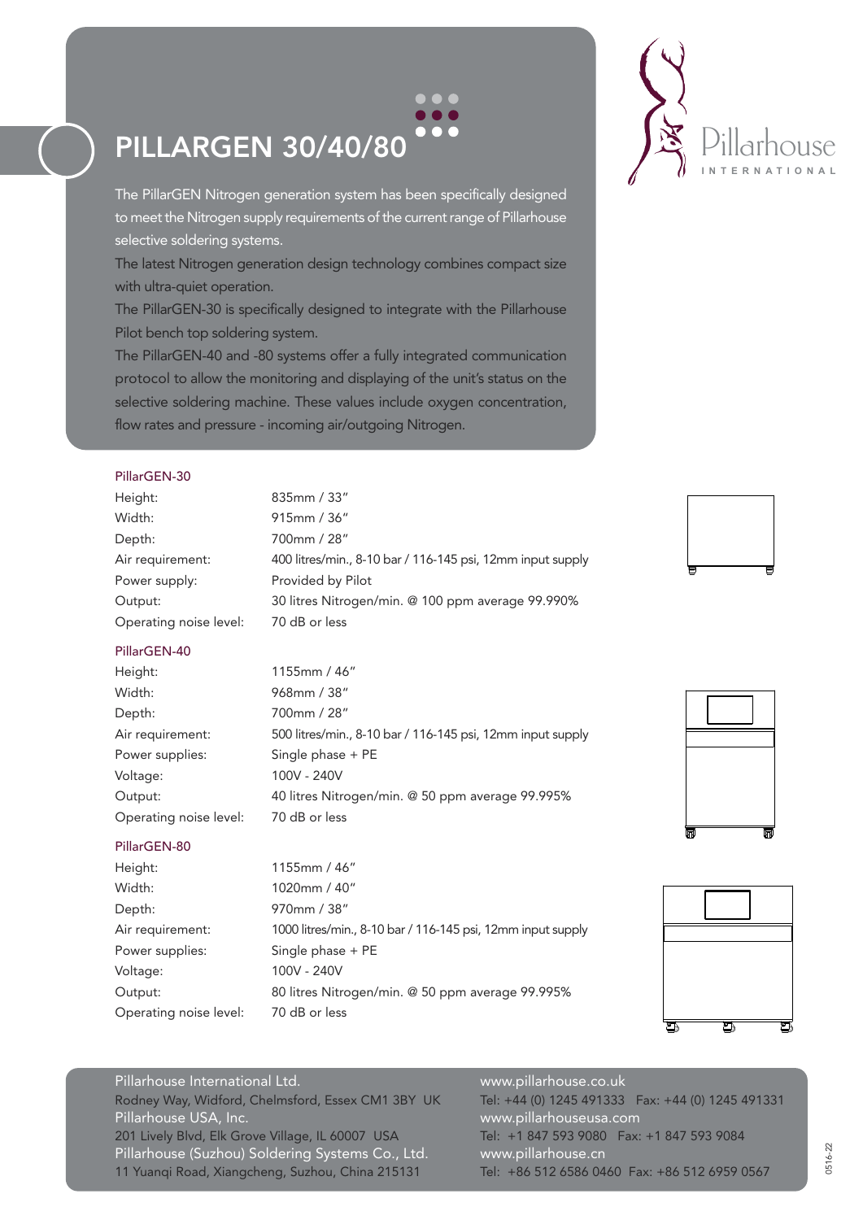# PILLARGEN 30/40/80

The PillarGEN Nitrogen generation system has been specifically designed to meet the Nitrogen supply requirements of the current range of Pillarhouse selective soldering systems.

The latest Nitrogen generation design technology combines compact size with ultra-quiet operation.

The PillarGEN-30 is specifically designed to integrate with the Pillarhouse Pilot bench top soldering system.

The PillarGEN-40 and -80 systems offer a fully integrated communication protocol to allow the monitoring and displaying of the unit's status on the selective soldering machine. These values include oxygen concentration, flow rates and pressure - incoming air/outgoing Nitrogen.

Pillarhouse INTERNATIONAL

### PillarGEN-30

| | |
|---|---|
| Height: | 835mm / 33" |
| Width: | 915mm / 36" |
| Depth: | 700mm / 28" |
| Air requirement: | 400 litres/min., 8-10 bar / 116-145 psi, 12mm input supply |
| Power supply: | Provided by Pilot |
| Output: | 30 litres Nitrogen/min. @ 100 ppm average 99.990% |
| Operating noise level: | 70 dB or less |

### PillarGEN-40

| | |
|---|---|
| Height: | 1155mm / 46" |
| Width: | 968mm / 38" |
| Depth: | 700mm / 28" |
| Air requirement: | 500 litres/min., 8-10 bar / 116-145 psi, 12mm input supply |
| Power supplies: | Single phase + PE |
| Voltage: | 100V - 240V |
| Output: | 40 litres Nitrogen/min. @ 50 ppm average 99.995% |
| Operating noise level: | 70 dB or less |

### PillarGEN-80

| | |
|---|---|
| Height: | 1155mm / 46" |
| Width: | 1020mm / 40" |
| Depth: | 970mm / 38" |
| Air requirement: | 1000 litres/min., 8-10 bar / 116-145 psi, 12mm input supply |
| Power supplies: | Single phase + PE |
| Voltage: | 100V - 240V |
| Output: | 80 litres Nitrogen/min. @ 50 ppm average 99.995% |
| Operating noise level: | 70 dB or less |

Pillarhouse International Ltd.
Rodney Way, Widford, Chelmsford, Essex CM1 3BY UK
www.pillarhouse.co.uk
Tel: +44 (0) 1245 491333 Fax: +44 (0) 1245 491331

Pillarhouse USA, Inc.
201 Lively Blvd, Elk Grove Village, IL 60007 USA
www.pillarhouseusa.com
Tel: +1 847 593 9080 Fax: +1 847 593 9084

Pillarhouse (Suzhou) Soldering Systems Co., Ltd.
11 Yuanqi Road, Xiangcheng, Suzhou, China 215131
www.pillarhouse.cn
Tel: +86 512 6586 0460 Fax: +86 512 6959 0567

0516-22